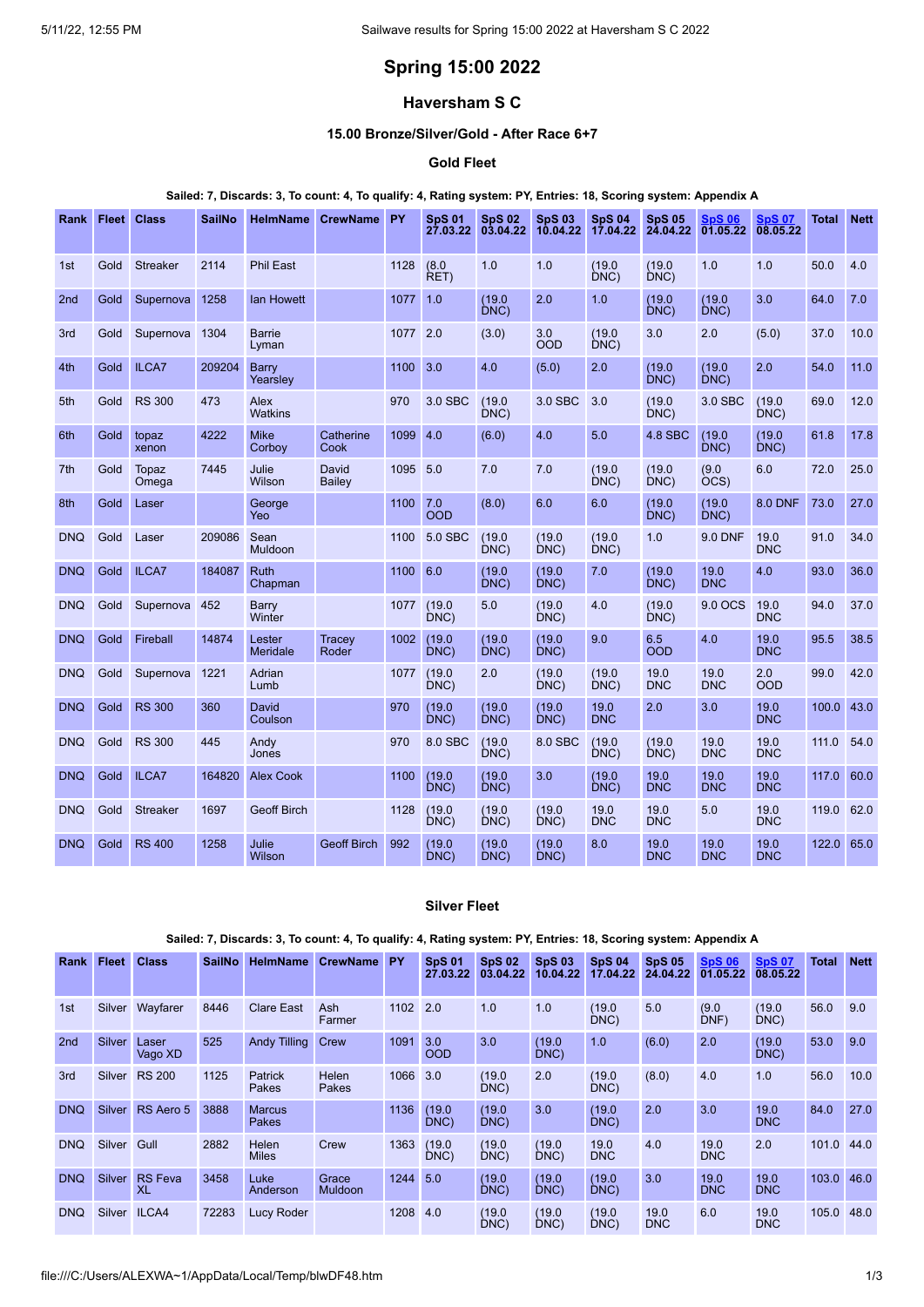# Spring 15:00 2022

## Haversham S C

### 15.00 Bronze/Silver/Gold - After Race 6+7

#### Gold Fleet

**Sailed: 7, Discards: 3, To count: 4, To qualify: 4, Rating system: PY, Entries: 18, Scoring system: Appendix A**

| Rank | Fleet | Class | SailNo | HelmName | CrewName | PY | SpS 01 27.03.22 | SpS 02 03.04.22 | SpS 03 10.04.22 | SpS 04 17.04.22 | SpS 05 24.04.22 | SpS 06 01.05.22 | SpS 07 08.05.22 | Total | Nett |
|---|---|---|---|---|---|---|---|---|---|---|---|---|---|---|---|
| 1st | Gold | Streaker | 2114 | Phil East | | 1128 | (8.0 RET) | 1.0 | 1.0 | (19.0 DNC) | (19.0 DNC) | 1.0 | 1.0 | 50.0 | 4.0 |
| 2nd | Gold | Supernova | 1258 | Ian Howett | | 1077 | 1.0 | (19.0 DNC) | 2.0 | 1.0 | (19.0 DNC) | (19.0 DNC) | 3.0 | 64.0 | 7.0 |
| 3rd | Gold | Supernova | 1304 | Barrie Lyman | | 1077 | 2.0 | (3.0) | 3.0 OOD | (19.0 DNC) | 3.0 | 2.0 | (5.0) | 37.0 | 10.0 |
| 4th | Gold | ILCA7 | 209204 | Barry Yearsley | | 1100 | 3.0 | 4.0 | (5.0) | 2.0 | (19.0 DNC) | (19.0 DNC) | 2.0 | 54.0 | 11.0 |
| 5th | Gold | RS 300 | 473 | Alex Watkins | | 970 | 3.0 SBC | (19.0 DNC) | 3.0 SBC | 3.0 | (19.0 DNC) | 3.0 SBC | (19.0 DNC) | 69.0 | 12.0 |
| 6th | Gold | topaz xenon | 4222 | Mike Corboy | Catherine Cook | 1099 | 4.0 | (6.0) | 4.0 | 5.0 | 4.8 SBC | (19.0 DNC) | (19.0 DNC) | 61.8 | 17.8 |
| 7th | Gold | Topaz Omega | 7445 | Julie Wilson | David Bailey | 1095 | 5.0 | 7.0 | 7.0 | (19.0 DNC) | (19.0 DNC) | (9.0 OCS) | 6.0 | 72.0 | 25.0 |
| 8th | Gold | Laser | | George Yeo | | 1100 | 7.0 OOD | (8.0) | 6.0 | 6.0 | (19.0 DNC) | (19.0 DNC) | 8.0 DNF | 73.0 | 27.0 |
| DNQ | Gold | Laser | 209086 | Sean Muldoon | | 1100 | 5.0 SBC | (19.0 DNC) | (19.0 DNC) | (19.0 DNC) | 1.0 | 9.0 DNF | 19.0 DNC | 91.0 | 34.0 |
| DNQ | Gold | ILCA7 | 184087 | Ruth Chapman | | 1100 | 6.0 | (19.0 DNC) | (19.0 DNC) | 7.0 | (19.0 DNC) | 19.0 DNC | 4.0 | 93.0 | 36.0 |
| DNQ | Gold | Supernova | 452 | Barry Winter | | 1077 | (19.0 DNC) | 5.0 | (19.0 DNC) | 4.0 | (19.0 DNC) | 9.0 OCS | 19.0 DNC | 94.0 | 37.0 |
| DNQ | Gold | Fireball | 14874 | Lester Meridale | Tracey Roder | 1002 | (19.0 DNC) | (19.0 DNC) | (19.0 DNC) | 9.0 | 6.5 OOD | 4.0 | 19.0 DNC | 95.5 | 38.5 |
| DNQ | Gold | Supernova | 1221 | Adrian Lumb | | 1077 | (19.0 DNC) | 2.0 | (19.0 DNC) | (19.0 DNC) | 19.0 DNC | 19.0 DNC | 2.0 OOD | 99.0 | 42.0 |
| DNQ | Gold | RS 300 | 360 | David Coulson | | 970 | (19.0 DNC) | (19.0 DNC) | (19.0 DNC) | 19.0 DNC | 2.0 | 3.0 | 19.0 DNC | 100.0 | 43.0 |
| DNQ | Gold | RS 300 | 445 | Andy Jones | | 970 | 8.0 SBC | (19.0 DNC) | 8.0 SBC | (19.0 DNC) | (19.0 DNC) | 19.0 DNC | 19.0 DNC | 111.0 | 54.0 |
| DNQ | Gold | ILCA7 | 164820 | Alex Cook | | 1100 | (19.0 DNC) | (19.0 DNC) | 3.0 | (19.0 DNC) | 19.0 DNC | 19.0 DNC | 19.0 DNC | 117.0 | 60.0 |
| DNQ | Gold | Streaker | 1697 | Geoff Birch | | 1128 | (19.0 DNC) | (19.0 DNC) | (19.0 DNC) | 19.0 DNC | 19.0 DNC | 5.0 | 19.0 DNC | 119.0 | 62.0 |
| DNQ | Gold | RS 400 | 1258 | Julie Wilson | Geoff Birch | 992 | (19.0 DNC) | (19.0 DNC) | (19.0 DNC) | 8.0 | 19.0 DNC | 19.0 DNC | 19.0 DNC | 122.0 | 65.0 |

#### Silver Fleet

**Sailed: 7, Discards: 3, To count: 4, To qualify: 4, Rating system: PY, Entries: 18, Scoring system: Appendix A**

| Rank | Fleet | Class | SailNo | HelmName | CrewName | PY | SpS 01 27.03.22 | SpS 02 03.04.22 | SpS 03 10.04.22 | SpS 04 17.04.22 | SpS 05 24.04.22 | SpS 06 01.05.22 | SpS 07 08.05.22 | Total | Nett |
|---|---|---|---|---|---|---|---|---|---|---|---|---|---|---|---|
| 1st | Silver | Wayfarer | 8446 | Clare East | Ash Farmer | 1102 | 2.0 | 1.0 | 1.0 | (19.0 DNC) | 5.0 | (9.0 DNF) | (19.0 DNC) | 56.0 | 9.0 |
| 2nd | Silver | Laser Vago XD | 525 | Andy Tilling | Crew | 1091 | 3.0 OOD | 3.0 | (19.0 DNC) | 1.0 | (6.0) | 2.0 | (19.0 DNC) | 53.0 | 9.0 |
| 3rd | Silver | RS 200 | 1125 | Patrick Pakes | Helen Pakes | 1066 | 3.0 | (19.0 DNC) | 2.0 | (19.0 DNC) | (8.0) | 4.0 | 1.0 | 56.0 | 10.0 |
| DNQ | Silver | RS Aero 5 | 3888 | Marcus Pakes | | 1136 | (19.0 DNC) | (19.0 DNC) | 3.0 | (19.0 DNC) | 2.0 | 3.0 | 19.0 DNC | 84.0 | 27.0 |
| DNQ | Silver | Gull | 2882 | Helen Miles | Crew | 1363 | (19.0 DNC) | (19.0 DNC) | (19.0 DNC) | 19.0 DNC | 4.0 | 19.0 DNC | 2.0 | 101.0 | 44.0 |
| DNQ | Silver | RS Feva XL | 3458 | Luke Anderson | Grace Muldoon | 1244 | 5.0 | (19.0 DNC) | (19.0 DNC) | (19.0 DNC) | 3.0 | 19.0 DNC | 19.0 DNC | 103.0 | 46.0 |
| DNQ | Silver | ILCA4 | 72283 | Lucy Roder | | 1208 | 4.0 | (19.0 DNC) | (19.0 DNC) | (19.0 DNC) | 19.0 DNC | 6.0 | 19.0 DNC | 105.0 | 48.0 |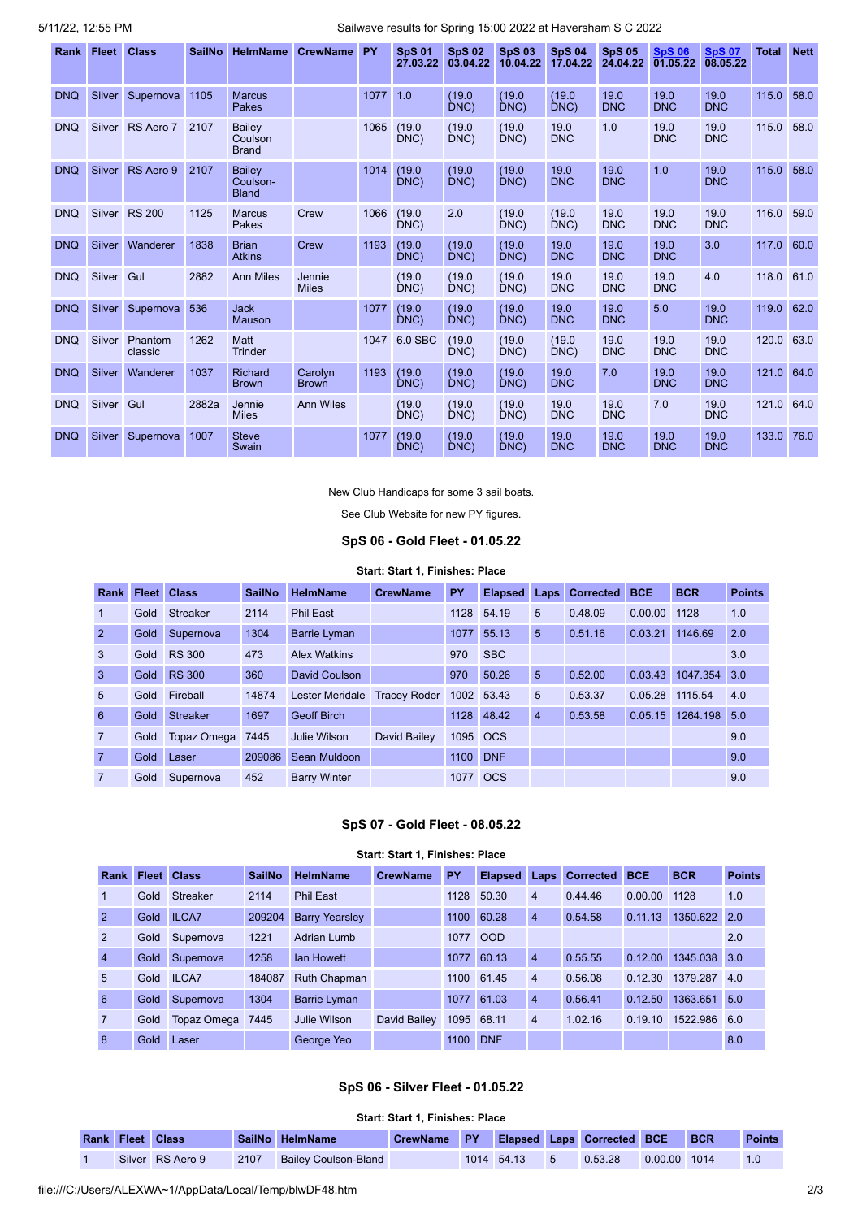| Rank | Fleet | Class | SailNo | HelmName | CrewName | PY | SpS 01 27.03.22 | SpS 02 03.04.22 | SpS 03 10.04.22 | SpS 04 17.04.22 | SpS 05 24.04.22 | SpS 06 01.05.22 | SpS 07 08.05.22 | Total | Nett |
|---|---|---|---|---|---|---|---|---|---|---|---|---|---|---|---|
| DNQ | Silver | Supernova | 1105 | Marcus Pakes | | 1077 | 1.0 | (19.0 DNC) | (19.0 DNC) | (19.0 DNC) | 19.0 DNC | 19.0 DNC | 19.0 DNC | 115.0 | 58.0 |
| DNQ | Silver | RS Aero 7 | 2107 | Bailey Coulson Brand | | 1065 | (19.0 DNC) | (19.0 DNC) | (19.0 DNC) | 19.0 DNC | 1.0 | 19.0 DNC | 19.0 DNC | 115.0 | 58.0 |
| DNQ | Silver | RS Aero 9 | 2107 | Bailey Coulson-Bland | | 1014 | (19.0 DNC) | (19.0 DNC) | (19.0 DNC) | 19.0 DNC | 19.0 DNC | 1.0 | 19.0 DNC | 115.0 | 58.0 |
| DNQ | Silver | RS 200 | 1125 | Marcus Pakes | Crew | 1066 | (19.0 DNC) | 2.0 | (19.0 DNC) | (19.0 DNC) | 19.0 DNC | 19.0 DNC | 19.0 DNC | 116.0 | 59.0 |
| DNQ | Silver | Wanderer | 1838 | Brian Atkins | Crew | 1193 | (19.0 DNC) | (19.0 DNC) | (19.0 DNC) | 19.0 DNC | 19.0 DNC | 19.0 DNC | 3.0 | 117.0 | 60.0 |
| DNQ | Silver | Gul | 2882 | Ann Miles | Jennie Miles | | (19.0 DNC) | (19.0 DNC) | (19.0 DNC) | 19.0 DNC | 19.0 DNC | 19.0 DNC | 4.0 | 118.0 | 61.0 |
| DNQ | Silver | Supernova | 536 | Jack Mauson | | 1077 | (19.0 DNC) | (19.0 DNC) | (19.0 DNC) | 19.0 DNC | 19.0 DNC | 5.0 | 19.0 DNC | 119.0 | 62.0 |
| DNQ | Silver | Phantom classic | 1262 | Matt Trinder | | 1047 | 6.0 SBC | (19.0 DNC) | (19.0 DNC) | (19.0 DNC) | 19.0 DNC | 19.0 DNC | 19.0 DNC | 120.0 | 63.0 |
| DNQ | Silver | Wanderer | 1037 | Richard Brown | Carolyn Brown | 1193 | (19.0 DNC) | (19.0 DNC) | (19.0 DNC) | 19.0 DNC | 7.0 | 19.0 DNC | 19.0 DNC | 121.0 | 64.0 |
| DNQ | Silver | Gul | 2882a | Jennie Miles | Ann Wiles | | (19.0 DNC) | (19.0 DNC) | (19.0 DNC) | 19.0 DNC | 19.0 DNC | 7.0 | 19.0 DNC | 121.0 | 64.0 |
| DNQ | Silver | Supernova | 1007 | Steve Swain | | 1077 | (19.0 DNC) | (19.0 DNC) | (19.0 DNC) | 19.0 DNC | 19.0 DNC | 19.0 DNC | 19.0 DNC | 133.0 | 76.0 |

New Club Handicaps for some 3 sail boats.

See Club Website for new PY figures.

### SpS 06 - Gold Fleet - 01.05.22

**Start: Start 1, Finishes: Place**

| Rank | Fleet | Class | SailNo | HelmName | CrewName | PY | Elapsed | Laps | Corrected | BCE | BCR | Points |
|---|---|---|---|---|---|---|---|---|---|---|---|---|
| 1 | Gold | Streaker | 2114 | Phil East | | 1128 | 54.19 | 5 | 0.48.09 | 0.00.00 | 1128 | 1.0 |
| 2 | Gold | Supernova | 1304 | Barrie Lyman | | 1077 | 55.13 | 5 | 0.51.16 | 0.03.21 | 1146.69 | 2.0 |
| 3 | Gold | RS 300 | 473 | Alex Watkins | | 970 | SBC | | | | | 3.0 |
| 3 | Gold | RS 300 | 360 | David Coulson | | 970 | 50.26 | 5 | 0.52.00 | 0.03.43 | 1047.354 | 3.0 |
| 5 | Gold | Fireball | 14874 | Lester Meridale | Tracey Roder | 1002 | 53.43 | 5 | 0.53.37 | 0.05.28 | 1115.54 | 4.0 |
| 6 | Gold | Streaker | 1697 | Geoff Birch | | 1128 | 48.42 | 4 | 0.53.58 | 0.05.15 | 1264.198 | 5.0 |
| 7 | Gold | Topaz Omega | 7445 | Julie Wilson | David Bailey | 1095 | OCS | | | | | 9.0 |
| 7 | Gold | Laser | 209086 | Sean Muldoon | | 1100 | DNF | | | | | 9.0 |
| 7 | Gold | Supernova | 452 | Barry Winter | | 1077 | OCS | | | | | 9.0 |

### SpS 07 - Gold Fleet - 08.05.22

**Start: Start 1, Finishes: Place**

| Rank | Fleet | Class | SailNo | HelmName | CrewName | PY | Elapsed | Laps | Corrected | BCE | BCR | Points |
|---|---|---|---|---|---|---|---|---|---|---|---|---|
| 1 | Gold | Streaker | 2114 | Phil East | | 1128 | 50.30 | 4 | 0.44.46 | 0.00.00 | 1128 | 1.0 |
| 2 | Gold | ILCA7 | 209204 | Barry Yearsley | | 1100 | 60.28 | 4 | 0.54.58 | 0.11.13 | 1350.622 | 2.0 |
| 2 | Gold | Supernova | 1221 | Adrian Lumb | | 1077 | OOD | | | | | 2.0 |
| 4 | Gold | Supernova | 1258 | Ian Howett | | 1077 | 60.13 | 4 | 0.55.55 | 0.12.00 | 1345.038 | 3.0 |
| 5 | Gold | ILCA7 | 184087 | Ruth Chapman | | 1100 | 61.45 | 4 | 0.56.08 | 0.12.30 | 1379.287 | 4.0 |
| 6 | Gold | Supernova | 1304 | Barrie Lyman | | 1077 | 61.03 | 4 | 0.56.41 | 0.12.50 | 1363.651 | 5.0 |
| 7 | Gold | Topaz Omega | 7445 | Julie Wilson | David Bailey | 1095 | 68.11 | 4 | 1.02.16 | 0.19.10 | 1522.986 | 6.0 |
| 8 | Gold | Laser | | George Yeo | | 1100 | DNF | | | | | 8.0 |

### SpS 06 - Silver Fleet - 01.05.22

**Start: Start 1, Finishes: Place**

| Rank | Fleet | Class | SailNo | HelmName | CrewName | PY | Elapsed | Laps | Corrected | BCE | BCR | Points |
|---|---|---|---|---|---|---|---|---|---|---|---|---|
| 1 | Silver | RS Aero 9 | 2107 | Bailey Coulson-Bland | | 1014 | 54.13 | 5 | 0.53.28 | 0.00.00 | 1014 | 1.0 |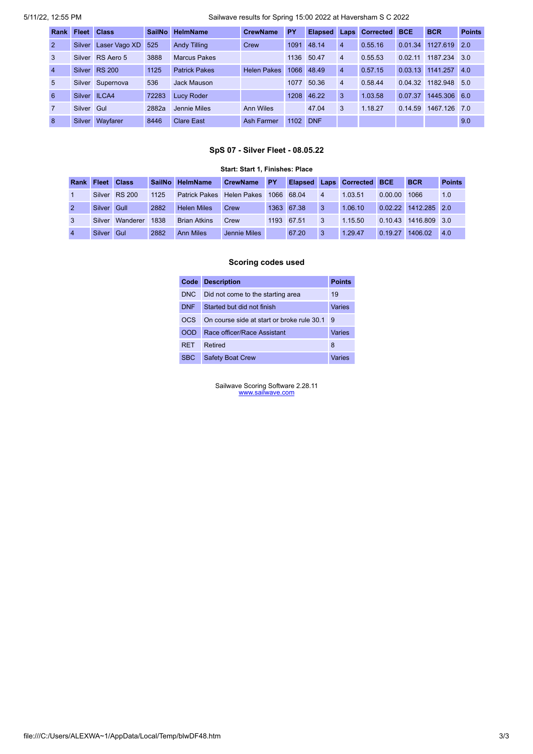| Rank | Fleet | Class | SailNo | HelmName | CrewName | PY | Elapsed | Laps | Corrected | BCE | BCR | Points |
|---|---|---|---|---|---|---|---|---|---|---|---|---|
| 2 | Silver | Laser Vago XD | 525 | Andy Tilling | Crew | 1091 | 48.14 | 4 | 0.55.16 | 0.01.34 | 1127.619 | 2.0 |
| 3 | Silver | RS Aero 5 | 3888 | Marcus Pakes | | 1136 | 50.47 | 4 | 0.55.53 | 0.02.11 | 1187.234 | 3.0 |
| 4 | Silver | RS 200 | 1125 | Patrick Pakes | Helen Pakes | 1066 | 48.49 | 4 | 0.57.15 | 0.03.13 | 1141.257 | 4.0 |
| 5 | Silver | Supernova | 536 | Jack Mauson | | 1077 | 50.36 | 4 | 0.58.44 | 0.04.32 | 1182.948 | 5.0 |
| 6 | Silver | ILCA4 | 72283 | Lucy Roder | | 1208 | 46.22 | 3 | 1.03.58 | 0.07.37 | 1445.306 | 6.0 |
| 7 | Silver | Gul | 2882a | Jennie Miles | Ann Wiles | | 47.04 | 3 | 1.18.27 | 0.14.59 | 1467.126 | 7.0 |
| 8 | Silver | Wayfarer | 8446 | Clare East | Ash Farmer | 1102 | DNF | | | | | 9.0 |

### SpS 07 - Silver Fleet - 08.05.22

**Start: Start 1, Finishes: Place**

| Rank | Fleet | Class | SailNo | HelmName | CrewName | PY | Elapsed | Laps | Corrected | BCE | BCR | Points |
|---|---|---|---|---|---|---|---|---|---|---|---|---|
| 1 | Silver | RS 200 | 1125 | Patrick Pakes | Helen Pakes | 1066 | 68.04 | 4 | 1.03.51 | 0.00.00 | 1066 | 1.0 |
| 2 | Silver | Gull | 2882 | Helen Miles | Crew | 1363 | 67.38 | 3 | 1.06.10 | 0.02.22 | 1412.285 | 2.0 |
| 3 | Silver | Wanderer | 1838 | Brian Atkins | Crew | 1193 | 67.51 | 3 | 1.15.50 | 0.10.43 | 1416.809 | 3.0 |
| 4 | Silver | Gul | 2882 | Ann Miles | Jennie Miles | | 67.20 | 3 | 1.29.47 | 0.19.27 | 1406.02 | 4.0 |

### Scoring codes used

| Code | Description | Points |
|---|---|---|
| DNC | Did not come to the starting area | 19 |
| DNF | Started but did not finish | Varies |
| OCS | On course side at start or broke rule 30.1 | 9 |
| OOD | Race officer/Race Assistant | Varies |
| RET | Retired | 8 |
| SBC | Safety Boat Crew | Varies |

Sailwave Scoring Software 2.28.11
www.sailwave.com